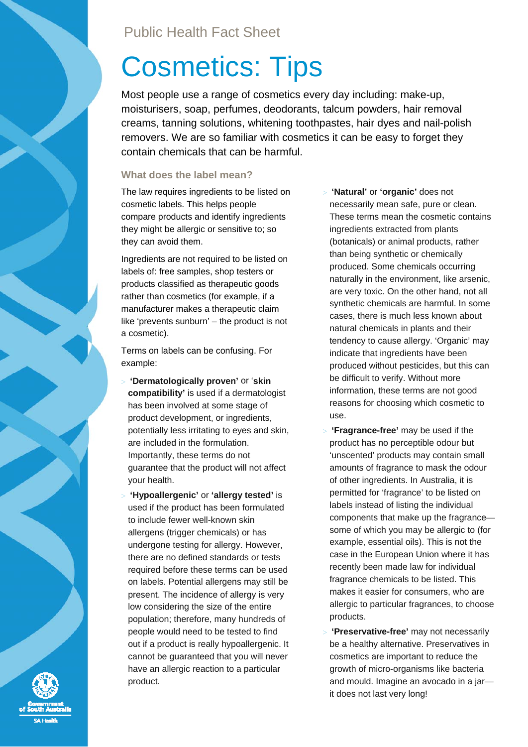Public Health Fact Sheet

# Cosmetics: Tips

Most people use a range of cosmetics every day including: make-up, moisturisers, soap, perfumes, deodorants, talcum powders, hair removal creams, tanning solutions, whitening toothpastes, hair dyes and nail-polish removers. We are so familiar with cosmetics it can be easy to forget they contain chemicals that can be harmful.

## What does the label mean?

The law requires ingredients to be listed on cosmetic labels. This helps people compare products and identify ingredients they might be allergic or sensitive to; so they can avoid them.

Ingredients are not required to be listed on labels of: free samples, shop testers or products classified as therapeutic goods rather than cosmetics (for example, if a manufacturer makes a therapeutic claim like 'prevents sunburn' – the product is not a cosmetic).

Terms on labels can be confusing. For example:

- **'Dermatologically proven'** or '**skin compatibility'** is used if a dermatologist has been involved at some stage of product development, or ingredients, potentially less irritating to eyes and skin, are included in the formulation. Importantly, these terms do not guarantee that the product will not affect your health.
- **'Hypoallergenic'** or **'allergy tested'** is used if the product has been formulated to include fewer well-known skin allergens (trigger chemicals) or has undergone testing for allergy. However, there are no defined standards or tests required before these terms can be used on labels. Potential allergens may still be present. The incidence of allergy is very low considering the size of the entire population; therefore, many hundreds of people would need to be tested to find out if a product is really hypoallergenic. It cannot be guaranteed that you will never have an allergic reaction to a particular product.
- **'Natural'** or **'organic'** does not necessarily mean safe, pure or clean. These terms mean the cosmetic contains ingredients extracted from plants (botanicals) or animal products, rather than being synthetic or chemically produced. Some chemicals occurring naturally in the environment, like arsenic, are very toxic. On the other hand, not all synthetic chemicals are harmful. In some cases, there is much less known about natural chemicals in plants and their tendency to cause allergy. 'Organic' may indicate that ingredients have been produced without pesticides, but this can be difficult to verify. Without more information, these terms are not good reasons for choosing which cosmetic to use.
- **'Fragrance-free'** may be used if the product has no perceptible odour but 'unscented' products may contain small amounts of fragrance to mask the odour of other ingredients. In Australia, it is permitted for 'fragrance' to be listed on labels instead of listing the individual components that make up the fragrance—some of which you may be allergic to (for example, essential oils). This is not the case in the European Union where it has recently been made law for individual fragrance chemicals to be listed. This makes it easier for consumers, who are allergic to particular fragrances, to choose products.
- **'Preservative-free'** may not necessarily be a healthy alternative. Preservatives in cosmetics are important to reduce the growth of micro-organisms like bacteria and mould. Imagine an avocado in a jar—it does not last very long!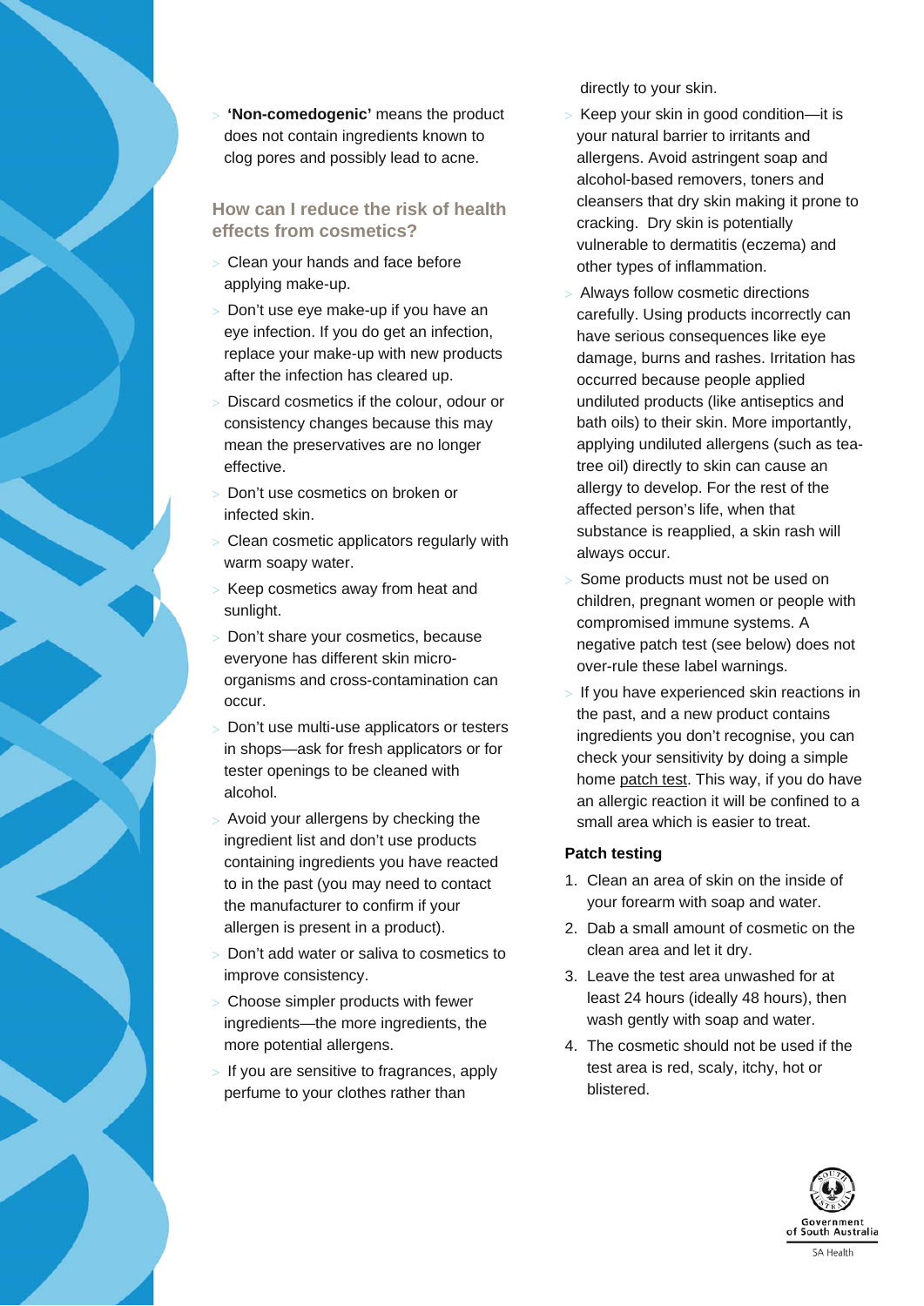- **'Non-comedogenic'** means the product does not contain ingredients known to clog pores and possibly lead to acne.

## How can I reduce the risk of health effects from cosmetics?

- Clean your hands and face before applying make-up.
- Don't use eye make-up if you have an eye infection. If you do get an infection, replace your make-up with new products after the infection has cleared up.
- Discard cosmetics if the colour, odour or consistency changes because this may mean the preservatives are no longer effective.
- Don't use cosmetics on broken or infected skin.
- Clean cosmetic applicators regularly with warm soapy water.
- Keep cosmetics away from heat and sunlight.
- Don't share your cosmetics, because everyone has different skin micro-organisms and cross-contamination can occur.
- Don't use multi-use applicators or testers in shops—ask for fresh applicators or for tester openings to be cleaned with alcohol.
- Avoid your allergens by checking the ingredient list and don't use products containing ingredients you have reacted to in the past (you may need to contact the manufacturer to confirm if your allergen is present in a product).
- Don't add water or saliva to cosmetics to improve consistency.
- Choose simpler products with fewer ingredients—the more ingredients, the more potential allergens.
- If you are sensitive to fragrances, apply perfume to your clothes rather than directly to your skin.
- Keep your skin in good condition—it is your natural barrier to irritants and allergens. Avoid astringent soap and alcohol-based removers, toners and cleansers that dry skin making it prone to cracking. Dry skin is potentially vulnerable to dermatitis (eczema) and other types of inflammation.
- Always follow cosmetic directions carefully. Using products incorrectly can have serious consequences like eye damage, burns and rashes. Irritation has occurred because people applied undiluted products (like antiseptics and bath oils) to their skin. More importantly, applying undiluted allergens (such as tea-tree oil) directly to skin can cause an allergy to develop. For the rest of the affected person's life, when that substance is reapplied, a skin rash will always occur.
- Some products must not be used on children, pregnant women or people with compromised immune systems. A negative patch test (see below) does not over-rule these label warnings.
- If you have experienced skin reactions in the past, and a new product contains ingredients you don't recognise, you can check your sensitivity by doing a simple home patch test. This way, if you do have an allergic reaction it will be confined to a small area which is easier to treat.

### Patch testing

1. Clean an area of skin on the inside of your forearm with soap and water.
2. Dab a small amount of cosmetic on the clean area and let it dry.
3. Leave the test area unwashed for at least 24 hours (ideally 48 hours), then wash gently with soap and water.
4. The cosmetic should not be used if the test area is red, scaly, itchy, hot or blistered.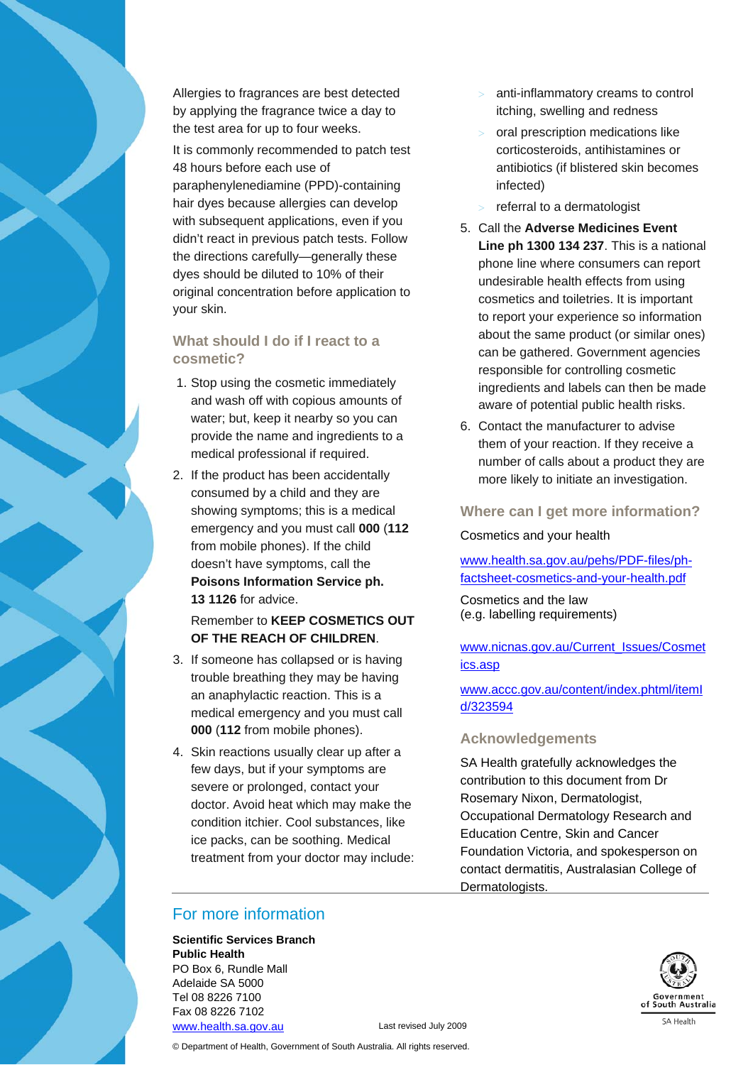Allergies to fragrances are best detected by applying the fragrance twice a day to the test area for up to four weeks.

It is commonly recommended to patch test 48 hours before each use of paraphenylenediamine (PPD)-containing hair dyes because allergies can develop with subsequent applications, even if you didn't react in previous patch tests. Follow the directions carefully—generally these dyes should be diluted to 10% of their original concentration before application to your skin.

## What should I do if I react to a cosmetic?

1. Stop using the cosmetic immediately and wash off with copious amounts of water; but, keep it nearby so you can provide the name and ingredients to a medical professional if required.
2. If the product has been accidentally consumed by a child and they are showing symptoms; this is a medical emergency and you must call **000** (**112** from mobile phones). If the child doesn't have symptoms, call the **Poisons Information Service ph. 13 1126** for advice.

   Remember to **KEEP COSMETICS OUT OF THE REACH OF CHILDREN**.
3. If someone has collapsed or is having trouble breathing they may be having an anaphylactic reaction. This is a medical emergency and you must call **000** (**112** from mobile phones).
4. Skin reactions usually clear up after a few days, but if your symptoms are severe or prolonged, contact your doctor. Avoid heat which may make the condition itchier. Cool substances, like ice packs, can be soothing. Medical treatment from your doctor may include:
   - anti-inflammatory creams to control itching, swelling and redness
   - oral prescription medications like corticosteroids, antihistamines or antibiotics (if blistered skin becomes infected)
   - referral to a dermatologist
5. Call the **Adverse Medicines Event Line ph 1300 134 237**. This is a national phone line where consumers can report undesirable health effects from using cosmetics and toiletries. It is important to report your experience so information about the same product (or similar ones) can be gathered. Government agencies responsible for controlling cosmetic ingredients and labels can then be made aware of potential public health risks.
6. Contact the manufacturer to advise them of your reaction. If they receive a number of calls about a product they are more likely to initiate an investigation.

## Where can I get more information?

Cosmetics and your health

www.health.sa.gov.au/pehs/PDF-files/ph-factsheet-cosmetics-and-your-health.pdf

Cosmetics and the law
(e.g. labelling requirements)

www.nicnas.gov.au/Current_Issues/Cosmetics.asp

www.accc.gov.au/content/index.phtml/itemId/323594

## Acknowledgements

SA Health gratefully acknowledges the contribution to this document from Dr Rosemary Nixon, Dermatologist, Occupational Dermatology Research and Education Centre, Skin and Cancer Foundation Victoria, and spokesperson on contact dermatitis, Australasian College of Dermatologists.

## For more information

**Scientific Services Branch**
**Public Health**
PO Box 6, Rundle Mall
Adelaide SA 5000
Tel 08 8226 7100
Fax 08 8226 7102
www.health.sa.gov.au

Last revised July 2009

Government of South Australia
SA Health

© Department of Health, Government of South Australia. All rights reserved.